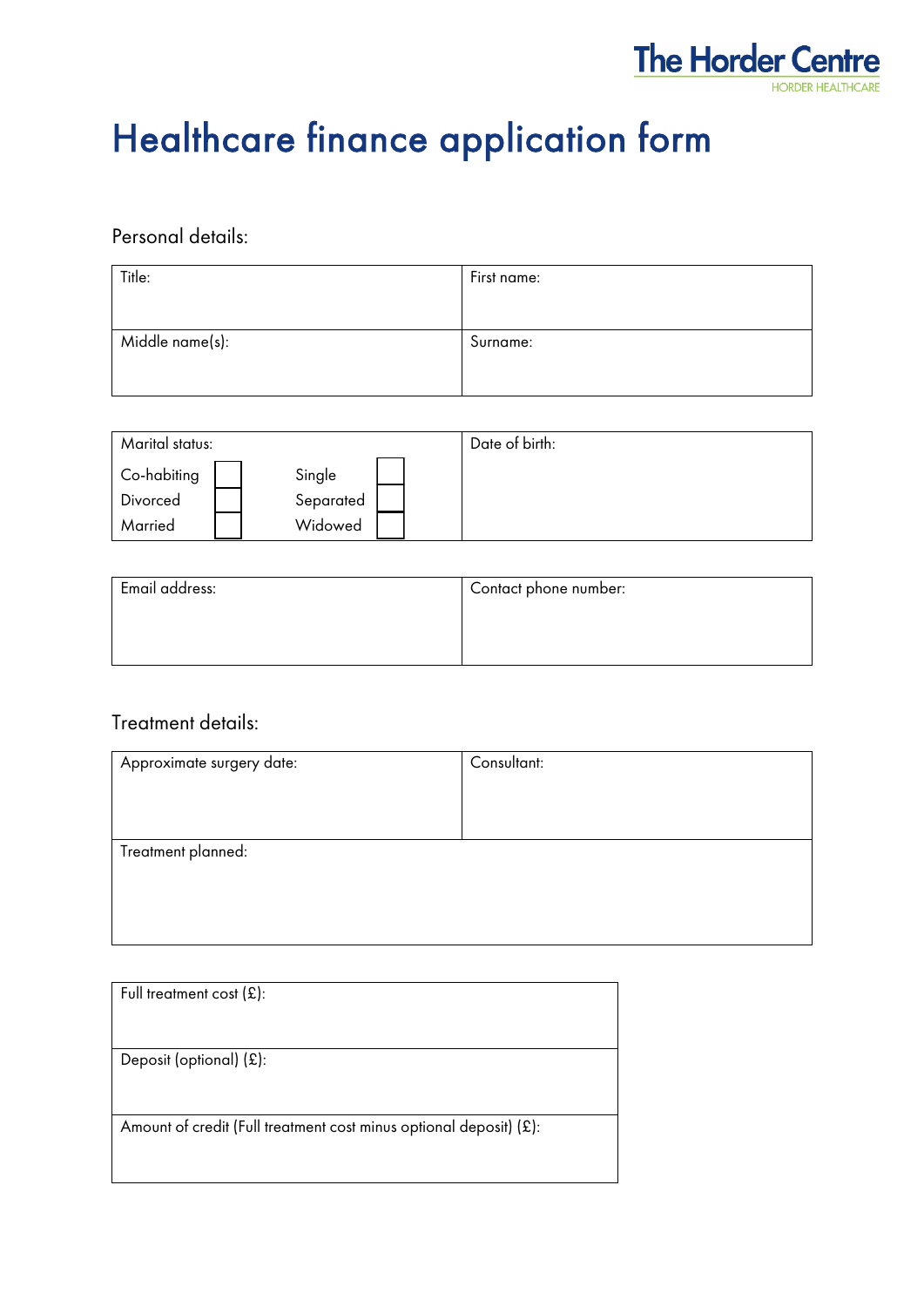The Horder Centre
HORDER HEALTHCARE

# Healthcare finance application form

## Personal details:

| Title: | First name: |
| --- | --- |
| Middle name(s): | Surname: |

| Marital status: | Date of birth: |
| --- | --- |
| Co-habiting ☐ Single ☐<br>Divorced ☐ Separated ☐<br>Married ☐ Widowed ☐ | |

| Email address: | Contact phone number: |
| --- | --- |
| | |

## Treatment details:

| Approximate surgery date: | Consultant: |
| --- | --- |
| Treatment planned: | |

| Full treatment cost (£): |
| --- |
| Deposit (optional) (£): |
| Amount of credit (Full treatment cost minus optional deposit) (£): |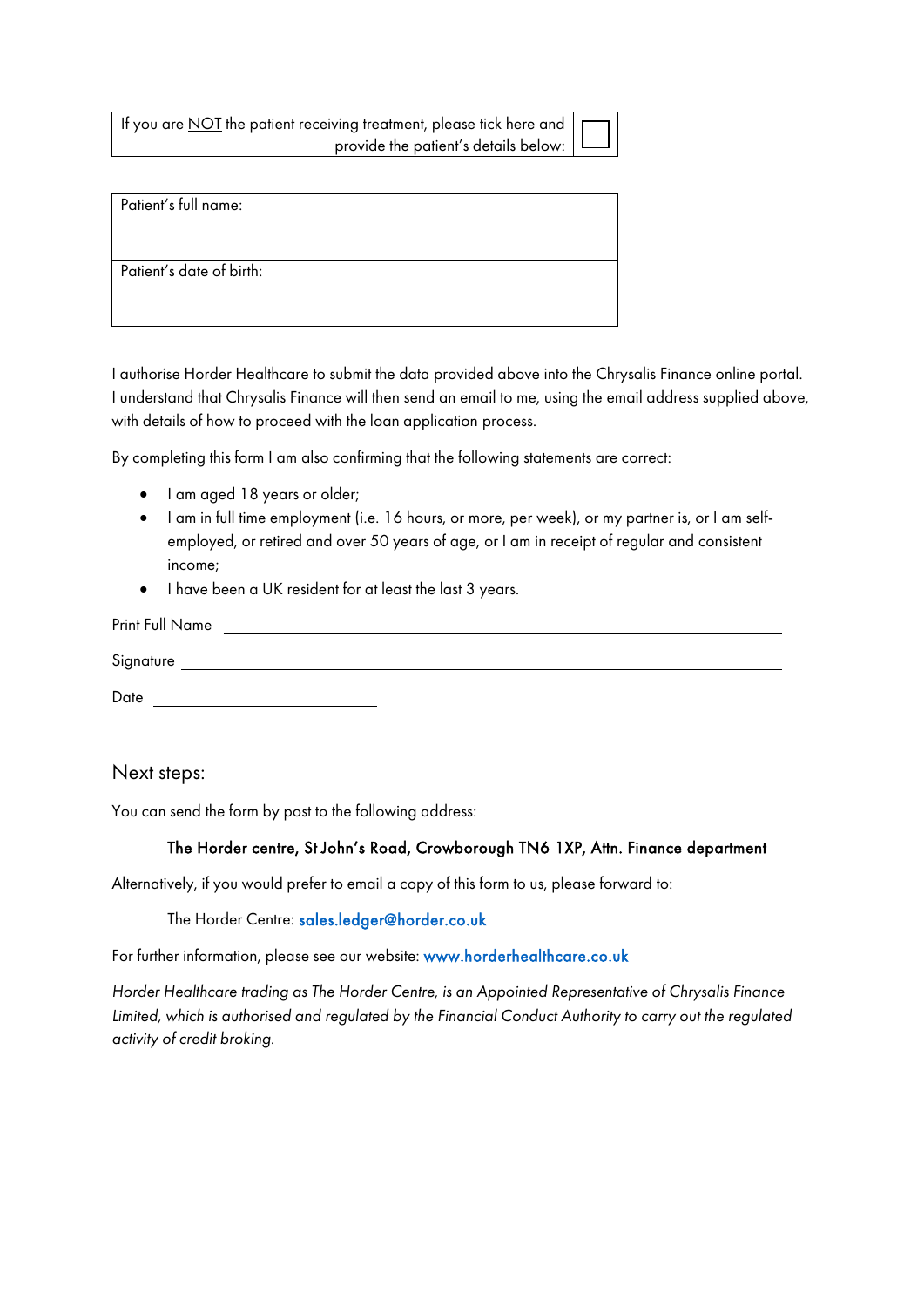| | |
|---|---|
| If you are <u>NOT</u> the patient receiving treatment, please tick here and provide the patient's details below: | ☐ |

| |
|---|
| Patient's full name: |
| Patient's date of birth: |

I authorise Horder Healthcare to submit the data provided above into the Chrysalis Finance online portal. I understand that Chrysalis Finance will then send an email to me, using the email address supplied above, with details of how to proceed with the loan application process.

By completing this form I am also confirming that the following statements are correct:

- I am aged 18 years or older;
- I am in full time employment (i.e. 16 hours, or more, per week), or my partner is, or I am self-employed, or retired and over 50 years of age, or I am in receipt of regular and consistent income;
- I have been a UK resident for at least the last 3 years.

Print Full Name ______________________________

Signature ______________________________

Date ____________________

## Next steps:

You can send the form by post to the following address:

**The Horder centre, St John's Road, Crowborough TN6 1XP, Attn. Finance department**

Alternatively, if you would prefer to email a copy of this form to us, please forward to:

The Horder Centre: sales.ledger@horder.co.uk

For further information, please see our website: www.horderhealthcare.co.uk

*Horder Healthcare trading as The Horder Centre, is an Appointed Representative of Chrysalis Finance Limited, which is authorised and regulated by the Financial Conduct Authority to carry out the regulated activity of credit broking.*